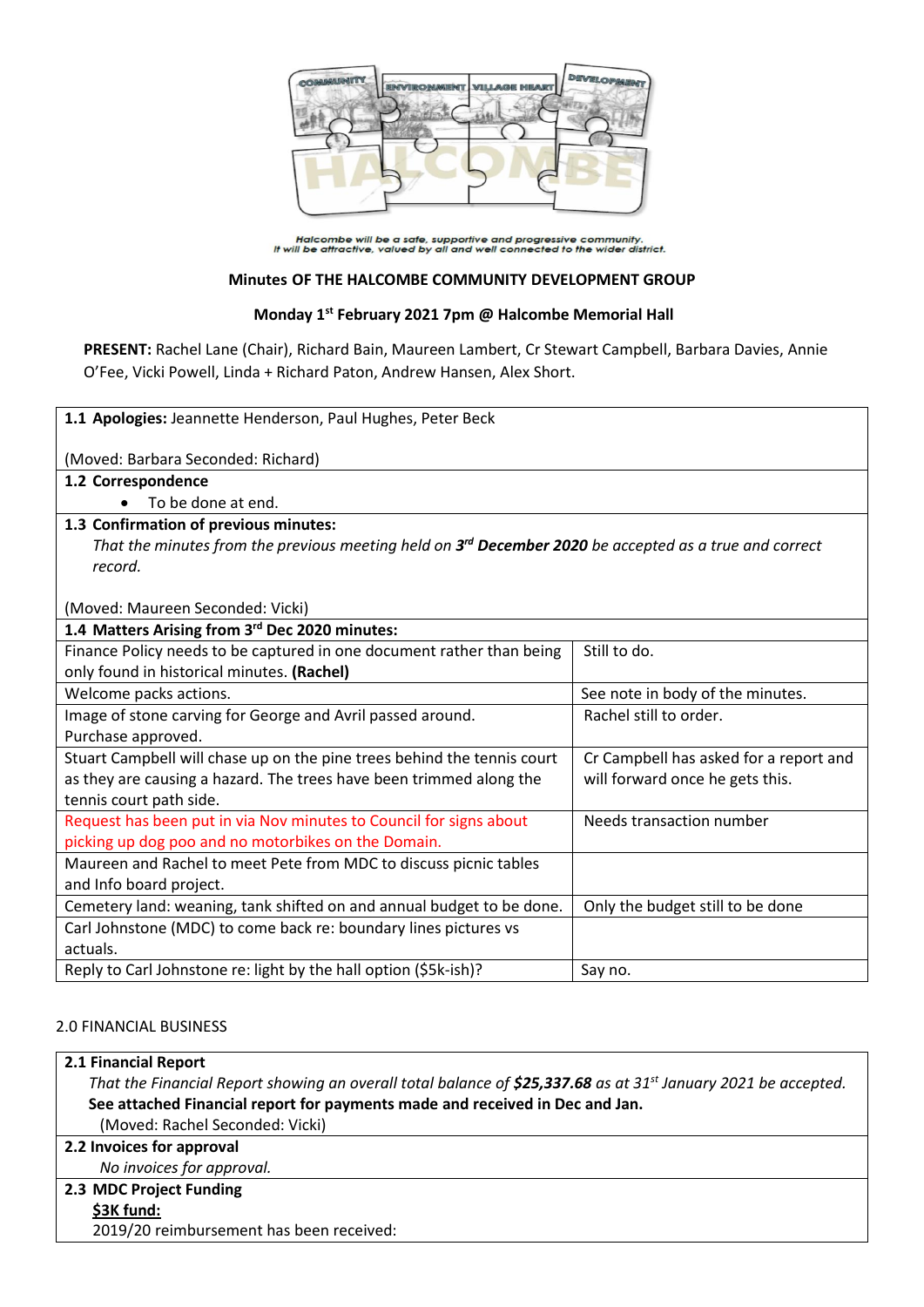Halcombe will be a safe, supportive and progressive community.
It will be attractive, valued by all and well connected to the wider district.

**Minutes OF THE HALCOMBE COMMUNITY DEVELOPMENT GROUP**

**Monday 1st February 2021 7pm @ Halcombe Memorial Hall**

**PRESENT:** Rachel Lane (Chair), Richard Bain, Maureen Lambert, Cr Stewart Campbell, Barbara Davies, Annie O'Fee, Vicki Powell, Linda + Richard Paton, Andrew Hansen, Alex Short.

**1.1 Apologies:** Jeannette Henderson, Paul Hughes, Peter Beck

(Moved: Barbara Seconded: Richard)

**1.2 Correspondence**

- To be done at end.

**1.3 Confirmation of previous minutes:**

*That the minutes from the previous meeting held on **3rd December 2020** be accepted as a true and correct record.*

(Moved: Maureen Seconded: Vicki)

**1.4 Matters Arising from 3rd Dec 2020 minutes:**

| | |
|---|---|
| Finance Policy needs to be captured in one document rather than being only found in historical minutes. **(Rachel)** | Still to do. |
| Welcome packs actions. | See note in body of the minutes. |
| Image of stone carving for George and Avril passed around. Purchase approved. | Rachel still to order. |
| Stuart Campbell will chase up on the pine trees behind the tennis court as they are causing a hazard. The trees have been trimmed along the tennis court path side. | Cr Campbell has asked for a report and will forward once he gets this. |
| Request has been put in via Nov minutes to Council for signs about picking up dog poo and no motorbikes on the Domain. | Needs transaction number |
| Maureen and Rachel to meet Pete from MDC to discuss picnic tables and Info board project. | |
| Cemetery land: weaning, tank shifted on and annual budget to be done. | Only the budget still to be done |
| Carl Johnstone (MDC) to come back re: boundary lines pictures vs actuals. | |
| Reply to Carl Johnstone re: light by the hall option ($5k-ish)? | Say no. |

2.0 FINANCIAL BUSINESS

**2.1 Financial Report**

*That the Financial Report showing an overall total balance of **$25,337.68** as at 31st January 2021 be accepted.*

**See attached Financial report for payments made and received in Dec and Jan.**

(Moved: Rachel Seconded: Vicki)

**2.2 Invoices for approval**

*No invoices for approval.*

**2.3 MDC Project Funding**

**$3K fund:**

2019/20 reimbursement has been received: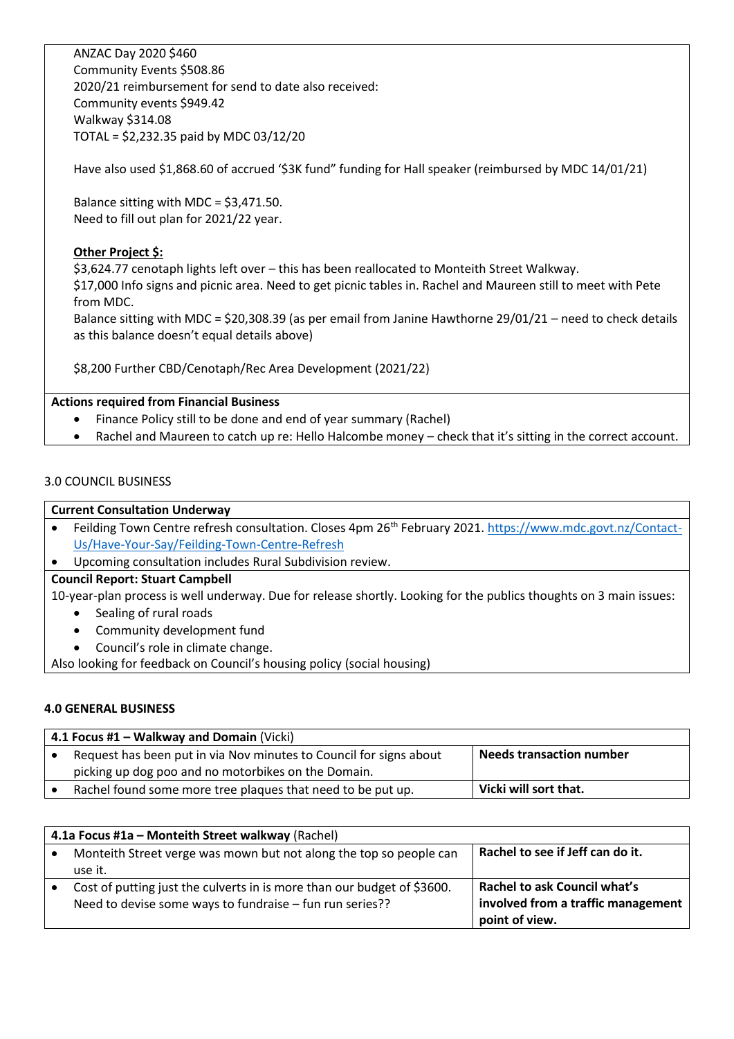ANZAC Day 2020 $460
Community Events $508.86
2020/21 reimbursement for send to date also received:
Community events $949.42
Walkway $314.08
TOTAL = $2,232.35 paid by MDC 03/12/20

Have also used $1,868.60 of accrued '$3K fund" funding for Hall speaker (reimbursed by MDC 14/01/21)

Balance sitting with MDC = $3,471.50.
Need to fill out plan for 2021/22 year.

**Other Project $:**
$3,624.77 cenotaph lights left over – this has been reallocated to Monteith Street Walkway.
$17,000 Info signs and picnic area. Need to get picnic tables in. Rachel and Maureen still to meet with Pete from MDC.
Balance sitting with MDC = $20,308.39 (as per email from Janine Hawthorne 29/01/21 – need to check details as this balance doesn't equal details above)

$8,200 Further CBD/Cenotaph/Rec Area Development (2021/22)

**Actions required from Financial Business**

- Finance Policy still to be done and end of year summary (Rachel)
- Rachel and Maureen to catch up re: Hello Halcombe money – check that it's sitting in the correct account.

3.0 COUNCIL BUSINESS

**Current Consultation Underway**

- Feilding Town Centre refresh consultation. Closes 4pm 26th February 2021. https://www.mdc.govt.nz/Contact-Us/Have-Your-Say/Feilding-Town-Centre-Refresh
- Upcoming consultation includes Rural Subdivision review.

**Council Report: Stuart Campbell**

10-year-plan process is well underway. Due for release shortly. Looking for the publics thoughts on 3 main issues:

- Sealing of rural roads
- Community development fund
- Council's role in climate change.

Also looking for feedback on Council's housing policy (social housing)

**4.0 GENERAL BUSINESS**

| **4.1 Focus #1 – Walkway and Domain** (Vicki) | |
|---|---|
| • Request has been put in via Nov minutes to Council for signs about picking up dog poo and no motorbikes on the Domain. | **Needs transaction number** |
| • Rachel found some more tree plaques that need to be put up. | **Vicki will sort that.** |

| **4.1a Focus #1a – Monteith Street walkway** (Rachel) | |
|---|---|
| • Monteith Street verge was mown but not along the top so people can use it. | **Rachel to see if Jeff can do it.** |
| • Cost of putting just the culverts in is more than our budget of $3600. Need to devise some ways to fundraise – fun run series?? | **Rachel to ask Council what's involved from a traffic management point of view.** |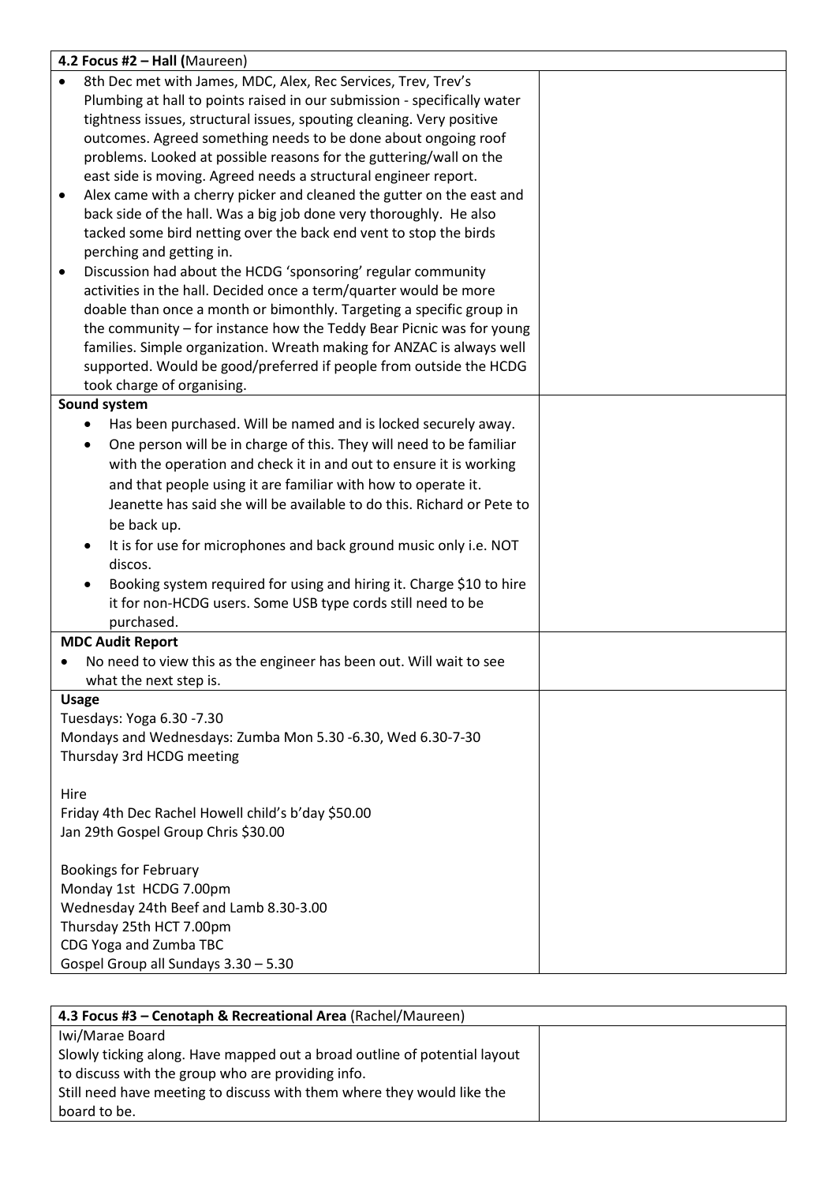**4.2 Focus #2 – Hall (**Maureen)

- 8th Dec met with James, MDC, Alex, Rec Services, Trev, Trev's Plumbing at hall to points raised in our submission - specifically water tightness issues, structural issues, spouting cleaning. Very positive outcomes. Agreed something needs to be done about ongoing roof problems. Looked at possible reasons for the guttering/wall on the east side is moving. Agreed needs a structural engineer report.
- Alex came with a cherry picker and cleaned the gutter on the east and back side of the hall. Was a big job done very thoroughly. He also tacked some bird netting over the back end vent to stop the birds perching and getting in.
- Discussion had about the HCDG 'sponsoring' regular community activities in the hall. Decided once a term/quarter would be more doable than once a month or bimonthly. Targeting a specific group in the community – for instance how the Teddy Bear Picnic was for young families. Simple organization. Wreath making for ANZAC is always well supported. Would be good/preferred if people from outside the HCDG took charge of organising.

**Sound system**

- Has been purchased. Will be named and is locked securely away.
- One person will be in charge of this. They will need to be familiar with the operation and check it in and out to ensure it is working and that people using it are familiar with how to operate it. Jeanette has said she will be available to do this. Richard or Pete to be back up.
- It is for use for microphones and back ground music only i.e. NOT discos.
- Booking system required for using and hiring it. Charge $10 to hire it for non-HCDG users. Some USB type cords still need to be purchased.

**MDC Audit Report**

- No need to view this as the engineer has been out. Will wait to see what the next step is.

**Usage**

Tuesdays: Yoga 6.30 -7.30
Mondays and Wednesdays: Zumba Mon 5.30 -6.30, Wed 6.30-7-30
Thursday 3rd HCDG meeting

Hire
Friday 4th Dec Rachel Howell child's b'day $50.00
Jan 29th Gospel Group Chris $30.00

Bookings for February
Monday 1st HCDG 7.00pm
Wednesday 24th Beef and Lamb 8.30-3.00
Thursday 25th HCT 7.00pm
CDG Yoga and Zumba TBC
Gospel Group all Sundays 3.30 – 5.30

**4.3 Focus #3 – Cenotaph & Recreational Area** (Rachel/Maureen)

Iwi/Marae Board
Slowly ticking along. Have mapped out a broad outline of potential layout to discuss with the group who are providing info.
Still need have meeting to discuss with them where they would like the board to be.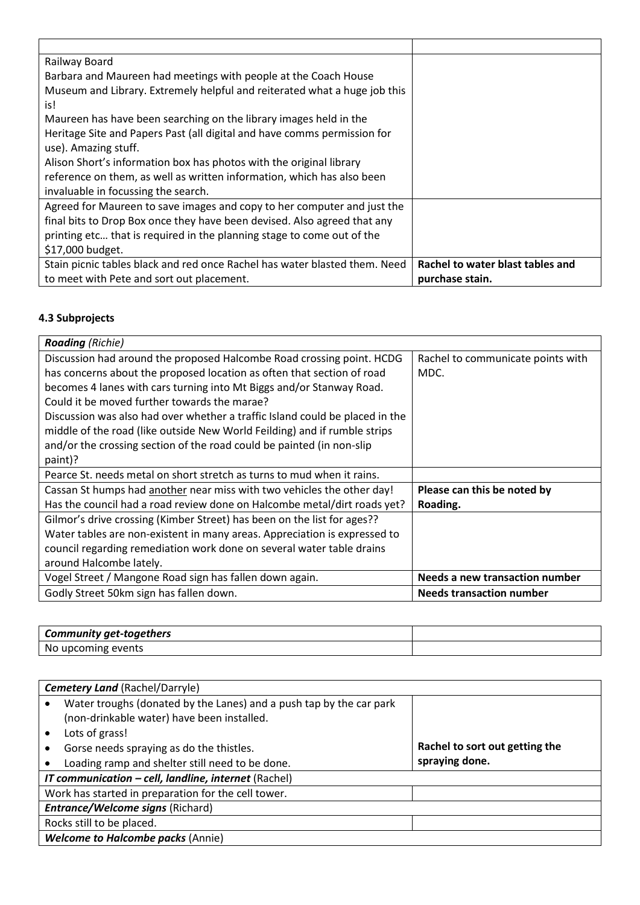| | |
|---|---|
| Railway Board<br>Barbara and Maureen had meetings with people at the Coach House Museum and Library. Extremely helpful and reiterated what a huge job this is!<br>Maureen has have been searching on the library images held in the Heritage Site and Papers Past (all digital and have comms permission for use). Amazing stuff.<br>Alison Short's information box has photos with the original library reference on them, as well as written information, which has also been invaluable in focussing the search. | |
| Agreed for Maureen to save images and copy to her computer and just the final bits to Drop Box once they have been devised. Also agreed that any printing etc… that is required in the planning stage to come out of the $17,000 budget. | |
| Stain picnic tables black and red once Rachel has water blasted them. Need to meet with Pete and sort out placement. | **Rachel to water blast tables and purchase stain.** |

### 4.3 Subprojects

| ***Roading*** *(Richie)* | |
|---|---|
| Discussion had around the proposed Halcombe Road crossing point. HCDG has concerns about the proposed location as often that section of road becomes 4 lanes with cars turning into Mt Biggs and/or Stanway Road. Could it be moved further towards the marae?<br>Discussion was also had over whether a traffic Island could be placed in the middle of the road (like outside New World Feilding) and if rumble strips and/or the crossing section of the road could be painted (in non-slip paint)? | Rachel to communicate points with MDC. |
| Pearce St. needs metal on short stretch as turns to mud when it rains. | |
| Cassan St humps had <u>another</u> near miss with two vehicles the other day! Has the council had a road review done on Halcombe metal/dirt roads yet? | **Please can this be noted by Roading.** |
| Gilmor's drive crossing (Kimber Street) has been on the list for ages??<br>Water tables are non-existent in many areas. Appreciation is expressed to council regarding remediation work done on several water table drains around Halcombe lately. | |
| Vogel Street / Mangone Road sign has fallen down again. | **Needs a new transaction number** |
| Godly Street 50km sign has fallen down. | **Needs transaction number** |

| ***Community get-togethers*** | |
|---|---|
| No upcoming events | |

| ***Cemetery Land*** (Rachel/Darryle) | |
|---|---|
| • Water troughs (donated by the Lanes) and a push tap by the car park (non-drinkable water) have been installed.<br>• Lots of grass!<br>• Gorse needs spraying as do the thistles.<br>• Loading ramp and shelter still need to be done. | **Rachel to sort out getting the spraying done.** |
| ***IT communication – cell, landline, internet*** (Rachel) | |
| Work has started in preparation for the cell tower. | |
| ***Entrance/Welcome signs*** (Richard) | |
| Rocks still to be placed. | |
| ***Welcome to Halcombe packs*** (Annie) | |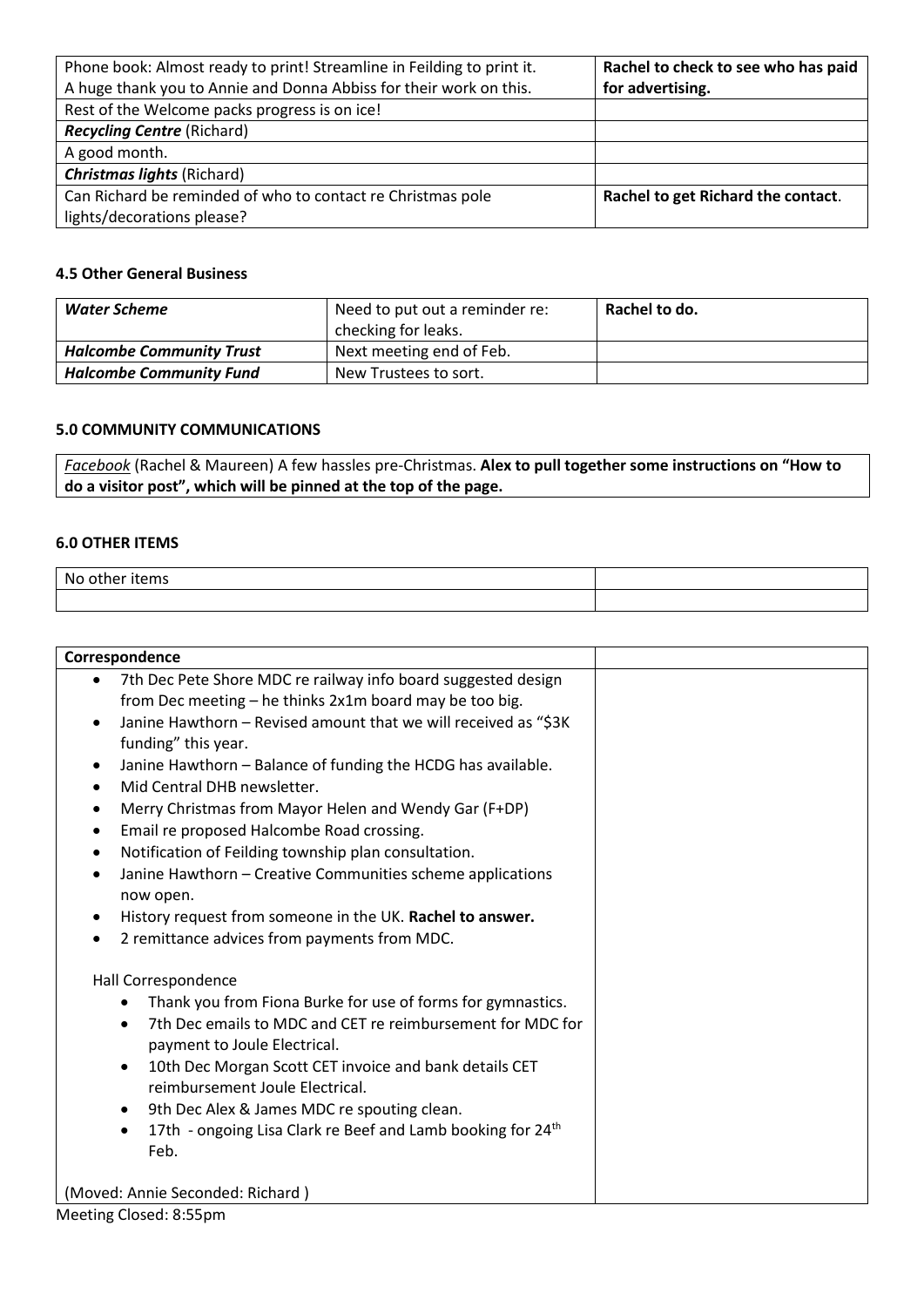| | |
|---|---|
| Phone book: Almost ready to print! Streamline in Feilding to print it. A huge thank you to Annie and Donna Abbiss for their work on this. | **Rachel to check to see who has paid for advertising.** |
| Rest of the Welcome packs progress is on ice! | |
| ***Recycling Centre*** (Richard) | |
| A good month. | |
| ***Christmas lights*** (Richard) | |
| Can Richard be reminded of who to contact re Christmas pole lights/decorations please? | **Rachel to get Richard the contact**. |

#### 4.5 Other General Business

| | | |
|---|---|---|
| ***Water Scheme*** | Need to put out a reminder re: checking for leaks. | **Rachel to do.** |
| ***Halcombe Community Trust*** | Next meeting end of Feb. | |
| ***Halcombe Community Fund*** | New Trustees to sort. | |

#### 5.0 COMMUNITY COMMUNICATIONS

*Facebook* (Rachel & Maureen) A few hassles pre-Christmas. **Alex to pull together some instructions on "How to do a visitor post", which will be pinned at the top of the page.**

#### 6.0 OTHER ITEMS

| | |
|---|---|
| No other items | |
| | |

**Correspondence**

- 7th Dec Pete Shore MDC re railway info board suggested design from Dec meeting – he thinks 2x1m board may be too big.
- Janine Hawthorn – Revised amount that we will received as "$3K funding" this year.
- Janine Hawthorn – Balance of funding the HCDG has available.
- Mid Central DHB newsletter.
- Merry Christmas from Mayor Helen and Wendy Gar (F+DP)
- Email re proposed Halcombe Road crossing.
- Notification of Feilding township plan consultation.
- Janine Hawthorn – Creative Communities scheme applications now open.
- History request from someone in the UK. **Rachel to answer.**
- 2 remittance advices from payments from MDC.

Hall Correspondence

- Thank you from Fiona Burke for use of forms for gymnastics.
- 7th Dec emails to MDC and CET re reimbursement for MDC for payment to Joule Electrical.
- 10th Dec Morgan Scott CET invoice and bank details CET reimbursement Joule Electrical.
- 9th Dec Alex & James MDC re spouting clean.
- 17th - ongoing Lisa Clark re Beef and Lamb booking for 24th Feb.

(Moved: Annie Seconded: Richard )

Meeting Closed: 8:55pm